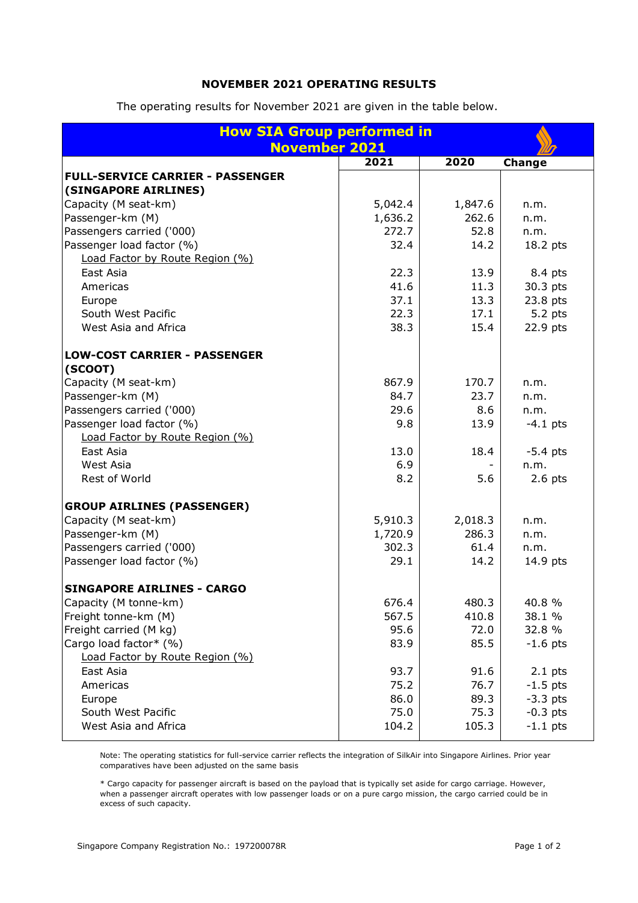# NOVEMBER 2021 OPERATING RESULTS

The operating results for November 2021 are given in the table below.

| How SIA Group performed in November 2021 | 2021 | 2020 | Change |
|---|---|---|---|
| **FULL-SERVICE CARRIER - PASSENGER (SINGAPORE AIRLINES)** | | | |
| Capacity (M seat-km) | 5,042.4 | 1,847.6 | n.m. |
| Passenger-km (M) | 1,636.2 | 262.6 | n.m. |
| Passengers carried ('000) | 272.7 | 52.8 | n.m. |
| Passenger load factor (%) | 32.4 | 14.2 | 18.2 pts |
| Load Factor by Route Region (%) | | | |
| East Asia | 22.3 | 13.9 | 8.4 pts |
| Americas | 41.6 | 11.3 | 30.3 pts |
| Europe | 37.1 | 13.3 | 23.8 pts |
| South West Pacific | 22.3 | 17.1 | 5.2 pts |
| West Asia and Africa | 38.3 | 15.4 | 22.9 pts |
| **LOW-COST CARRIER - PASSENGER (SCOOT)** | | | |
| Capacity (M seat-km) | 867.9 | 170.7 | n.m. |
| Passenger-km (M) | 84.7 | 23.7 | n.m. |
| Passengers carried ('000) | 29.6 | 8.6 | n.m. |
| Passenger load factor (%) | 9.8 | 13.9 | -4.1 pts |
| Load Factor by Route Region (%) | | | |
| East Asia | 13.0 | 18.4 | -5.4 pts |
| West Asia | 6.9 | - | n.m. |
| Rest of World | 8.2 | 5.6 | 2.6 pts |
| **GROUP AIRLINES (PASSENGER)** | | | |
| Capacity (M seat-km) | 5,910.3 | 2,018.3 | n.m. |
| Passenger-km (M) | 1,720.9 | 286.3 | n.m. |
| Passengers carried ('000) | 302.3 | 61.4 | n.m. |
| Passenger load factor (%) | 29.1 | 14.2 | 14.9 pts |
| **SINGAPORE AIRLINES - CARGO** | | | |
| Capacity (M tonne-km) | 676.4 | 480.3 | 40.8 % |
| Freight tonne-km (M) | 567.5 | 410.8 | 38.1 % |
| Freight carried (M kg) | 95.6 | 72.0 | 32.8 % |
| Cargo load factor* (%) | 83.9 | 85.5 | -1.6 pts |
| Load Factor by Route Region (%) | | | |
| East Asia | 93.7 | 91.6 | 2.1 pts |
| Americas | 75.2 | 76.7 | -1.5 pts |
| Europe | 86.0 | 89.3 | -3.3 pts |
| South West Pacific | 75.0 | 75.3 | -0.3 pts |
| West Asia and Africa | 104.2 | 105.3 | -1.1 pts |

Note: The operating statistics for full-service carrier reflects the integration of SilkAir into Singapore Airlines. Prior year comparatives have been adjusted on the same basis

* Cargo capacity for passenger aircraft is based on the payload that is typically set aside for cargo carriage. However, when a passenger aircraft operates with low passenger loads or on a pure cargo mission, the cargo carried could be in excess of such capacity.

Singapore Company Registration No.: 197200078R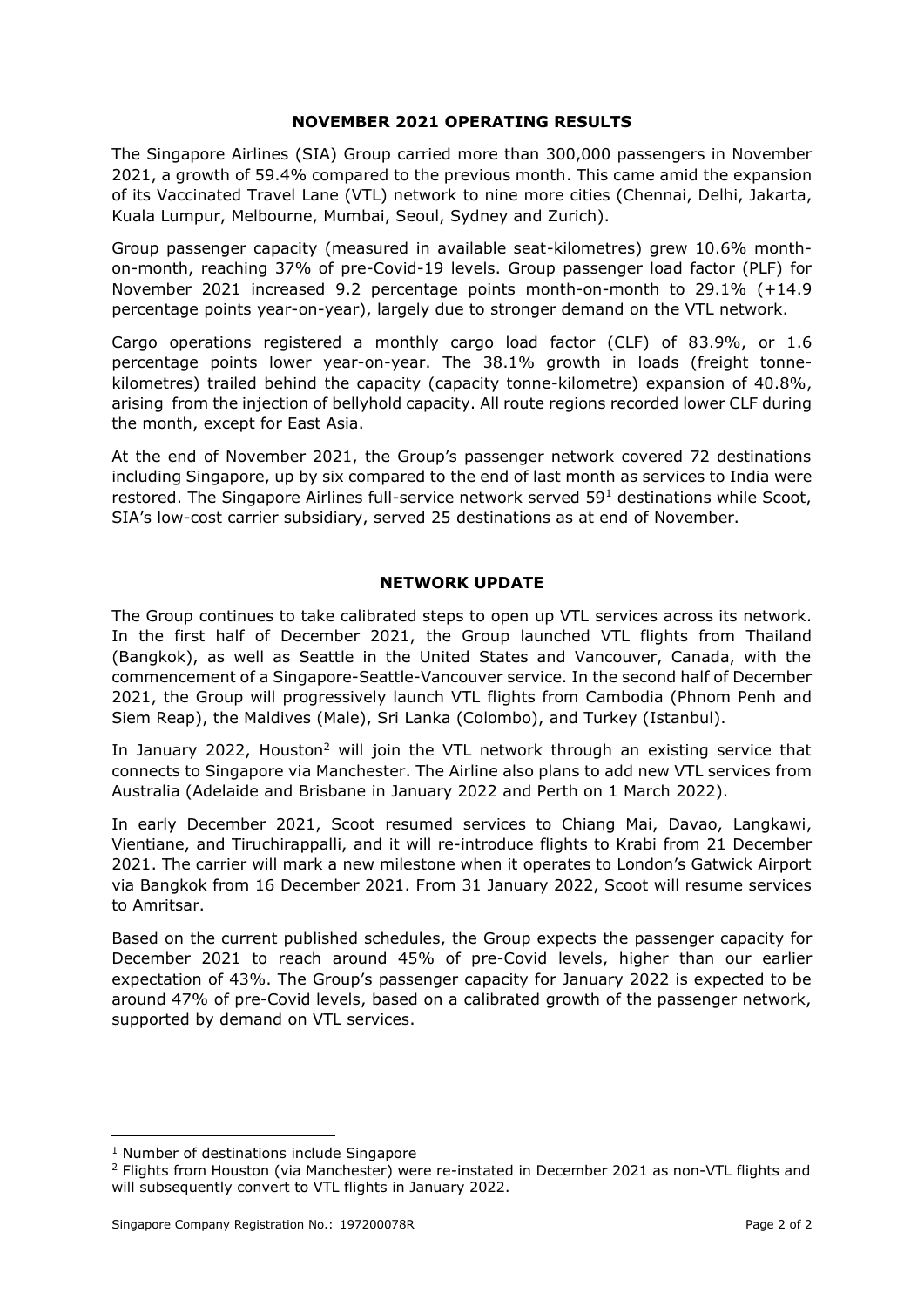## NOVEMBER 2021 OPERATING RESULTS

The Singapore Airlines (SIA) Group carried more than 300,000 passengers in November 2021, a growth of 59.4% compared to the previous month. This came amid the expansion of its Vaccinated Travel Lane (VTL) network to nine more cities (Chennai, Delhi, Jakarta, Kuala Lumpur, Melbourne, Mumbai, Seoul, Sydney and Zurich).

Group passenger capacity (measured in available seat-kilometres) grew 10.6% month-on-month, reaching 37% of pre-Covid-19 levels. Group passenger load factor (PLF) for November 2021 increased 9.2 percentage points month-on-month to 29.1% (+14.9 percentage points year-on-year), largely due to stronger demand on the VTL network.

Cargo operations registered a monthly cargo load factor (CLF) of 83.9%, or 1.6 percentage points lower year-on-year. The 38.1% growth in loads (freight tonne-kilometres) trailed behind the capacity (capacity tonne-kilometre) expansion of 40.8%, arising from the injection of bellyhold capacity. All route regions recorded lower CLF during the month, except for East Asia.

At the end of November 2021, the Group's passenger network covered 72 destinations including Singapore, up by six compared to the end of last month as services to India were restored. The Singapore Airlines full-service network served 59[1] destinations while Scoot, SIA's low-cost carrier subsidiary, served 25 destinations as at end of November.

## NETWORK UPDATE

The Group continues to take calibrated steps to open up VTL services across its network. In the first half of December 2021, the Group launched VTL flights from Thailand (Bangkok), as well as Seattle in the United States and Vancouver, Canada, with the commencement of a Singapore-Seattle-Vancouver service. In the second half of December 2021, the Group will progressively launch VTL flights from Cambodia (Phnom Penh and Siem Reap), the Maldives (Male), Sri Lanka (Colombo), and Turkey (Istanbul).

In January 2022, Houston[2] will join the VTL network through an existing service that connects to Singapore via Manchester. The Airline also plans to add new VTL services from Australia (Adelaide and Brisbane in January 2022 and Perth on 1 March 2022).

In early December 2021, Scoot resumed services to Chiang Mai, Davao, Langkawi, Vientiane, and Tiruchirappalli, and it will re-introduce flights to Krabi from 21 December 2021. The carrier will mark a new milestone when it operates to London's Gatwick Airport via Bangkok from 16 December 2021. From 31 January 2022, Scoot will resume services to Amritsar.

Based on the current published schedules, the Group expects the passenger capacity for December 2021 to reach around 45% of pre-Covid levels, higher than our earlier expectation of 43%. The Group's passenger capacity for January 2022 is expected to be around 47% of pre-Covid levels, based on a calibrated growth of the passenger network, supported by demand on VTL services.

---

[1] Number of destinations include Singapore

[2] Flights from Houston (via Manchester) were re-instated in December 2021 as non-VTL flights and will subsequently convert to VTL flights in January 2022.

Singapore Company Registration No.: 197200078R